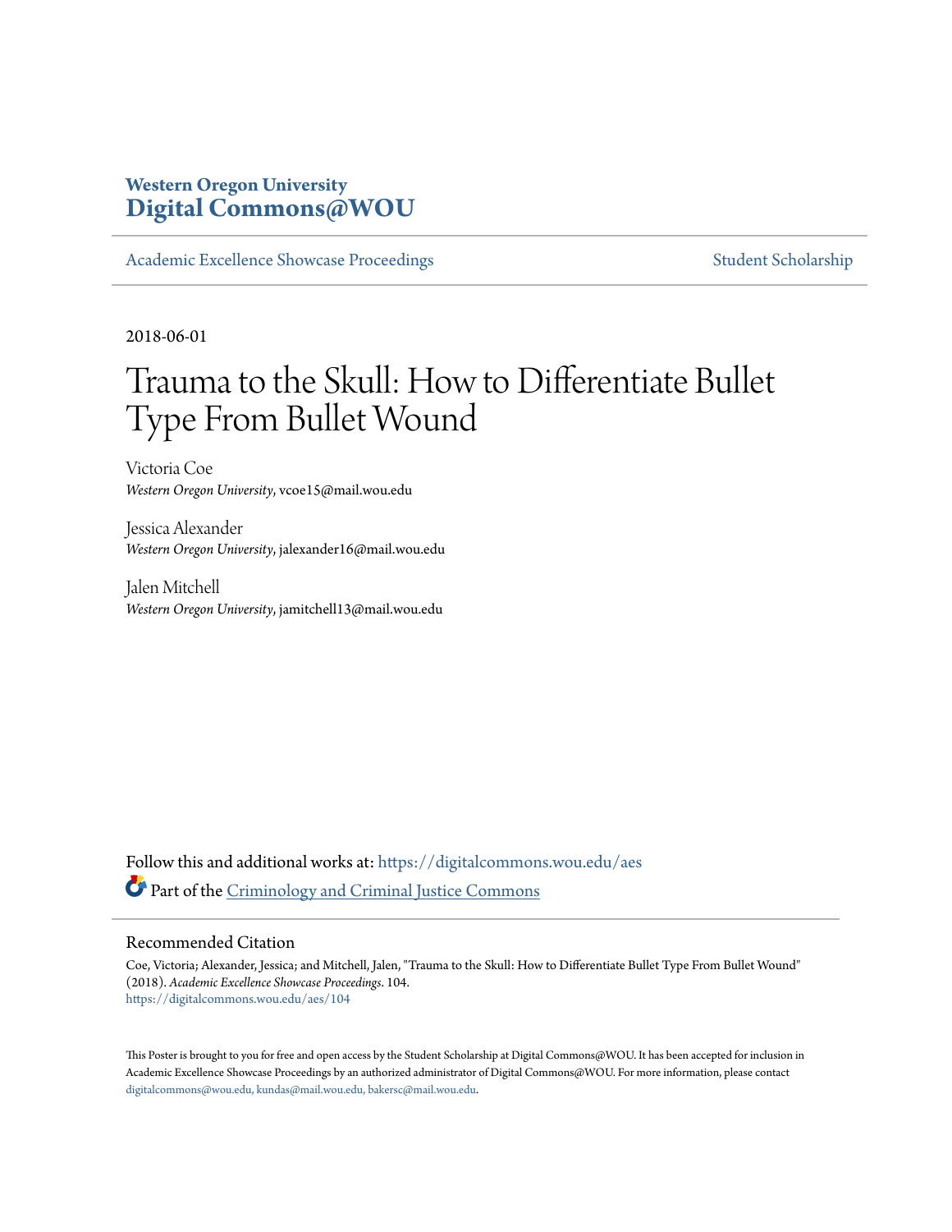**Western Oregon University**
**Digital Commons@WOU**

Academic Excellence Showcase Proceedings | Student Scholarship

2018-06-01

# Trauma to the Skull: How to Differentiate Bullet Type From Bullet Wound

Victoria Coe
*Western Oregon University*, vcoe15@mail.wou.edu

Jessica Alexander
*Western Oregon University*, jalexander16@mail.wou.edu

Jalen Mitchell
*Western Oregon University*, jamitchell13@mail.wou.edu

Follow this and additional works at: https://digitalcommons.wou.edu/aes

Part of the Criminology and Criminal Justice Commons

## Recommended Citation

Coe, Victoria; Alexander, Jessica; and Mitchell, Jalen, "Trauma to the Skull: How to Differentiate Bullet Type From Bullet Wound" (2018). *Academic Excellence Showcase Proceedings*. 104.
https://digitalcommons.wou.edu/aes/104

This Poster is brought to you for free and open access by the Student Scholarship at Digital Commons@WOU. It has been accepted for inclusion in Academic Excellence Showcase Proceedings by an authorized administrator of Digital Commons@WOU. For more information, please contact digitalcommons@wou.edu, kundas@mail.wou.edu, bakersc@mail.wou.edu.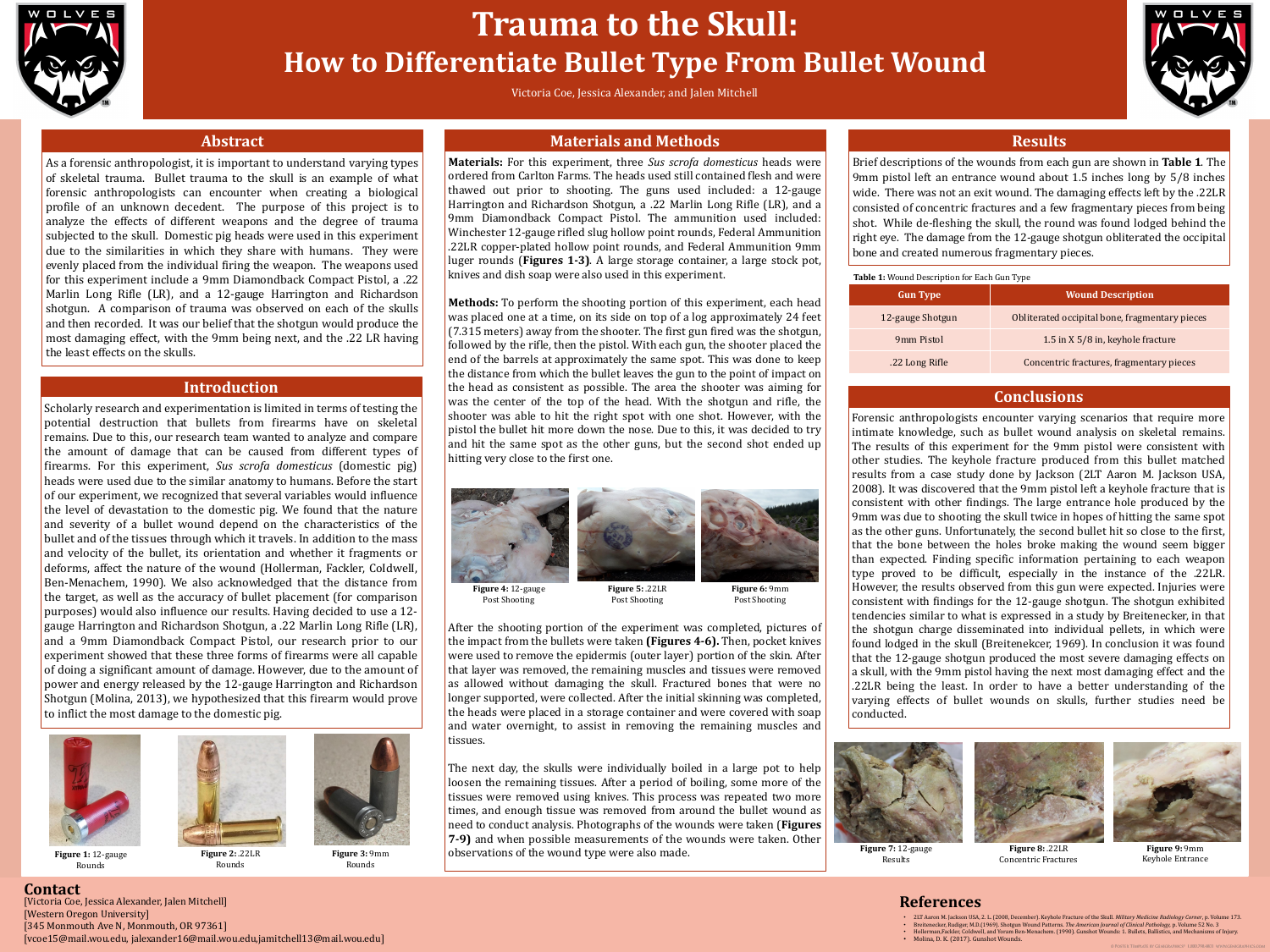# Trauma to the Skull:

# How to Differentiate Bullet Type From Bullet Wound

Victoria Coe, Jessica Alexander, and Jalen Mitchell

## Abstract

As a forensic anthropologist, it is important to understand varying types of skeletal trauma. Bullet trauma to the skull is an example of what forensic anthropologists can encounter when creating a biological profile of an unknown decedent. The purpose of this project is to analyze the effects of different weapons and the degree of trauma subjected to the skull. Domestic pig heads were used in this experiment due to the similarities in which they share with humans. They were evenly placed from the individual firing the weapon. The weapons used for this experiment include a 9mm Diamondback Compact Pistol, a .22 Marlin Long Rifle (LR), and a 12-gauge Harrington and Richardson shotgun. A comparison of trauma was observed on each of the skulls and then recorded. It was our belief that the shotgun would produce the most damaging effect, with the 9mm being next, and the .22 LR having the least effects on the skulls.

## Introduction

Scholarly research and experimentation is limited in terms of testing the potential destruction that bullets from firearms have on skeletal remains. Due to this, our research team wanted to analyze and compare the amount of damage that can be caused from different types of firearms. For this experiment, *Sus scrofa domesticus* (domestic pig) heads were used due to the similar anatomy to humans. Before the start of our experiment, we recognized that several variables would influence the level of devastation to the domestic pig. We found that the nature and severity of a bullet wound depend on the characteristics of the bullet and of the tissues through which it travels. In addition to the mass and velocity of the bullet, its orientation and whether it fragments or deforms, affect the nature of the wound (Hollerman, Fackler, Coldwell, Ben-Menachem, 1990). We also acknowledged that the distance from the target, as well as the accuracy of bullet placement (for comparison purposes) would also influence our results. Having decided to use a 12-gauge Harrington and Richardson Shotgun, a .22 Marlin Long Rifle (LR), and a 9mm Diamondback Compact Pistol, our research prior to our experiment showed that these three forms of firearms were all capable of doing a significant amount of damage. However, due to the amount of power and energy released by the 12-gauge Harrington and Richardson Shotgun (Molina, 2013), we hypothesized that this firearm would prove to inflict the most damage to the domestic pig.

**Figure 1:** 12-gauge Rounds

**Figure 2:** .22LR Rounds

**Figure 3:** 9mm Rounds

## Materials and Methods

**Materials:** For this experiment, three *Sus scrofa domesticus* heads were ordered from Carlton Farms. The heads used still contained flesh and were thawed out prior to shooting. The guns used included: a 12-gauge Harrington and Richardson Shotgun, a .22 Marlin Long Rifle (LR), and a 9mm Diamondback Compact Pistol. The ammunition used included: Winchester 12-gauge rifled slug hollow point rounds, Federal Ammunition .22LR copper-plated hollow point rounds, and Federal Ammunition 9mm luger rounds (**Figures 1-3**). A large storage container, a large stock pot, knives and dish soap were also used in this experiment.

**Methods:** To perform the shooting portion of this experiment, each head was placed one at a time, on its side on top of a log approximately 24 feet (7.315 meters) away from the shooter. The first gun fired was the shotgun, followed by the rifle, then the pistol. With each gun, the shooter placed the end of the barrels at approximately the same spot. This was done to keep the distance from which the bullet leaves the gun to the point of impact on the head as consistent as possible. The area the shooter was aiming for was the center of the top of the head. With the shotgun and rifle, the shooter was able to hit the right spot with one shot. However, with the pistol the bullet hit more down the nose. Due to this, it was decided to try and hit the same spot as the other guns, but the second shot ended up hitting very close to the first one.

**Figure 4:** 12-gauge Post Shooting

**Figure 5:** .22LR Post Shooting

**Figure 6:** 9mm Post Shooting

After the shooting portion of the experiment was completed, pictures of the impact from the bullets were taken **(Figures 4-6).** Then, pocket knives were used to remove the epidermis (outer layer) portion of the skin. After that layer was removed, the remaining muscles and tissues were removed as allowed without damaging the skull. Fractured bones that were no longer supported, were collected. After the initial skinning was completed, the heads were placed in a storage container and were covered with soap and water overnight, to assist in removing the remaining muscles and tissues.

The next day, the skulls were individually boiled in a large pot to help loosen the remaining tissues. After a period of boiling, some more of the tissues were removed using knives. This process was repeated two more times, and enough tissue was removed from around the bullet wound as need to conduct analysis. Photographs of the wounds were taken (**Figures 7-9)** and when possible measurements of the wounds were taken. Other observations of the wound type were also made.

## Results

Brief descriptions of the wounds from each gun are shown in **Table 1**. The 9mm pistol left an entrance wound about 1.5 inches long by 5/8 inches wide. There was not an exit wound. The damaging effects left by the .22LR consisted of concentric fractures and a few fragmentary pieces from being shot. While de-fleshing the skull, the round was found lodged behind the right eye. The damage from the 12-gauge shotgun obliterated the occipital bone and created numerous fragmentary pieces.

**Table 1:** Wound Description for Each Gun Type

| Gun Type | Wound Description |
| --- | --- |
| 12-gauge Shotgun | Obliterated occipital bone, fragmentary pieces |
| 9mm Pistol | 1.5 in X 5/8 in, keyhole fracture |
| .22 Long Rifle | Concentric fractures, fragmentary pieces |

## Conclusions

Forensic anthropologists encounter varying scenarios that require more intimate knowledge, such as bullet wound analysis on skeletal remains. The results of this experiment for the 9mm pistol were consistent with other studies. The keyhole fracture produced from this bullet matched results from a case study done by Jackson (2LT Aaron M. Jackson USA, 2008). It was discovered that the 9mm pistol left a keyhole fracture that is consistent with other findings. The large entrance hole produced by the 9mm was due to shooting the skull twice in hopes of hitting the same spot as the other guns. Unfortunately, the second bullet hit so close to the first, that the bone between the holes broke making the wound seem bigger than expected. Finding specific information pertaining to each weapon type proved to be difficult, especially in the instance of the .22LR. However, the results observed from this gun were expected. Injuries were consistent with findings for the 12-gauge shotgun. The shotgun exhibited tendencies similar to what is expressed in a study by Breitenecker, in that the shotgun charge disseminated into individual pellets, in which were found lodged in the skull (Breitenekcer, 1969). In conclusion it was found that the 12-gauge shotgun produced the most severe damaging effects on a skull, with the 9mm pistol having the next most damaging effect and the .22LR being the least. In order to have a better understanding of the varying effects of bullet wounds on skulls, further studies need be conducted.

**Figure 7:** 12-gauge Results

**Figure 8:** .22LR Concentric Fractures

**Figure 9:** 9mm Keyhole Entrance

## Contact

[Victoria Coe, Jessica Alexander, Jalen Mitchell]
[Western Oregon University]
[345 Monmouth Ave N, Monmouth, OR 97361]
[vcoe15@mail.wou.edu, jalexander16@mail.wou.edu,jamitchell13@mail.wou.edu]

## References

- 2LT Aaron M. Jackson USA, 2. L. (2008, December). Keyhole Fracture of the Skull. *Military Medicine Radiology Corner*, p. Volume 173.
- Breitenecker, Rudiger, M.D.(1969). Shotgun Wound Patterns. *The American Journal of Clinical Pathology*, p. Volume 52 No. 3
- Hollerman,Fackler, Coldwell, and Yoram Ben-Menachem. (1990). Gunshot Wounds: 1. Bullets, Ballistics, and Mechanisms of Injury.
- Molina, D. K. (2017). Gunshot Wounds.